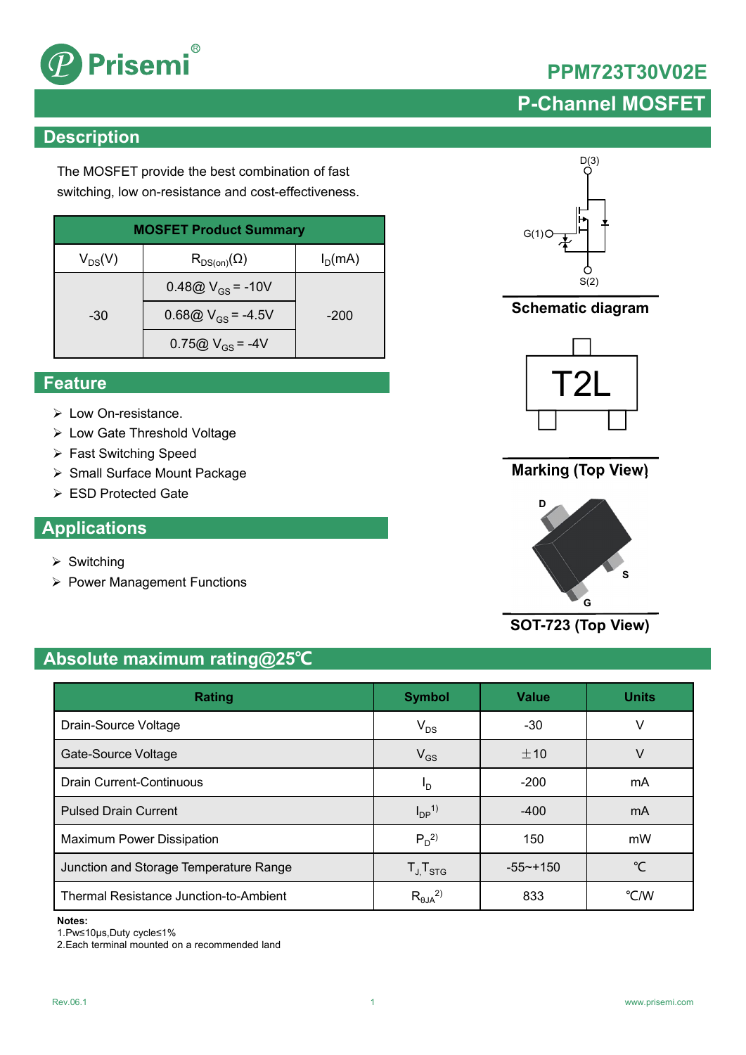# PPM723T30V02E

## P-Channel MOSFET

## Description

The MOSFET provide the best combination of fast switching, low on-resistance and cost-effectiveness.

| MOSFET Product Summary | | |
|---|---|---|
| $V_{DS}$(V) | $R_{DS(on)}$(Ω) | $I_D$(mA) |
| -30 | 0.48@ $V_{GS}$ = -10V | -200 |
| | 0.68@ $V_{GS}$ = -4.5V | |
| | 0.75@ $V_{GS}$ = -4V | |

D(3)

G(1)

S(2)

**Schematic diagram**

T2L

**Marking (Top View)**

D

S

G

**SOT-723 (Top View)**

## Feature

- Low On-resistance.
- Low Gate Threshold Voltage
- Fast Switching Speed
- Small Surface Mount Package
- ESD Protected Gate

## Applications

- Switching
- Power Management Functions

## Absolute maximum rating@25℃

| Rating | Symbol | Value | Units |
|---|---|---|---|
| Drain-Source Voltage | $V_{DS}$ | -30 | V |
| Gate-Source Voltage | $V_{GS}$ | ±10 | V |
| Drain Current-Continuous | $I_D$ | -200 | mA |
| Pulsed Drain Current | $I_{DP}$ 1) | -400 | mA |
| Maximum Power Dissipation | $P_D$ 2) | 150 | mW |
| Junction and Storage Temperature Range | $T_J$, $T_{STG}$ | -55~+150 | ℃ |
| Thermal Resistance Junction-to-Ambient | $R_{θJA}$ 2) | 833 | ℃/W |

**Notes:**

1.Pw≤10μs,Duty cycle≤1%

2.Each terminal mounted on a recommended land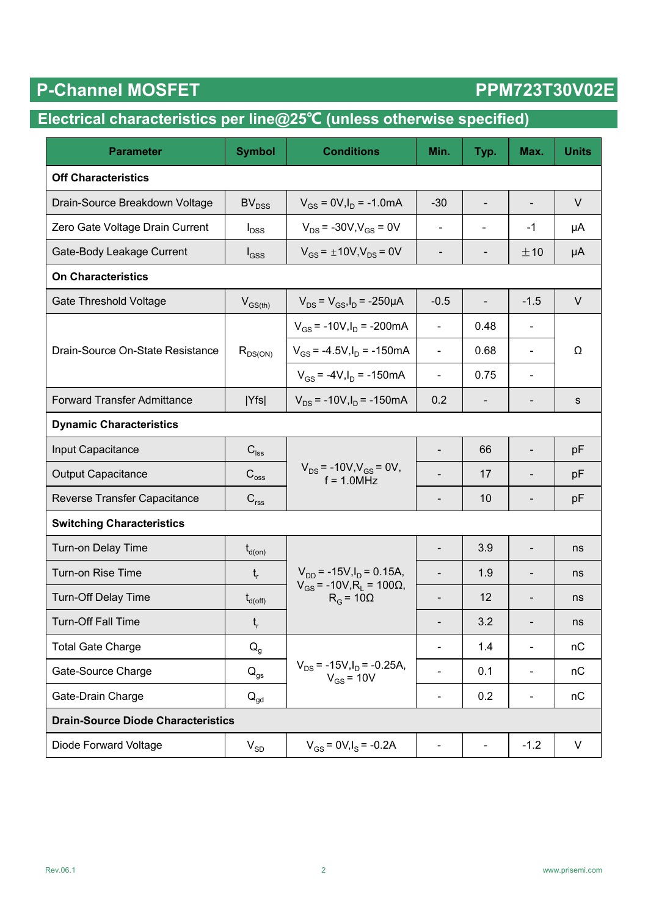# P-Channel MOSFET

**PPM723T30V02E**

## Electrical characteristics per line@25℃ (unless otherwise specified)

| Parameter | Symbol | Conditions | Min. | Typ. | Max. | Units |
|---|---|---|---|---|---|---|
| **Off Characteristics** | | | | | | |
| Drain-Source Breakdown Voltage | $BV_{DSS}$ | $V_{GS}$ = 0V, $I_D$ = -1.0mA | -30 | - | - | V |
| Zero Gate Voltage Drain Current | $I_{DSS}$ | $V_{DS}$ = -30V, $V_{GS}$ = 0V | - | - | -1 | μA |
| Gate-Body Leakage Current | $I_{GSS}$ | $V_{GS}$ = ±10V, $V_{DS}$ = 0V | - | - | ±10 | μA |
| **On Characteristics** | | | | | | |
| Gate Threshold Voltage | $V_{GS(th)}$ | $V_{DS}$ = $V_{GS}$, $I_D$ = -250μA | -0.5 | - | -1.5 | V |
| Drain-Source On-State Resistance | $R_{DS(ON)}$ | $V_{GS}$ = -10V, $I_D$ = -200mA | - | 0.48 | - | Ω |
| | | $V_{GS}$ = -4.5V, $I_D$ = -150mA | - | 0.68 | - | |
| | | $V_{GS}$ = -4V, $I_D$ = -150mA | - | 0.75 | - | |
| Forward Transfer Admittance | \|Yfs\| | $V_{DS}$ = -10V, $I_D$ = -150mA | 0.2 | - | - | s |
| **Dynamic Characteristics** | | | | | | |
| Input Capacitance | $C_{iss}$ | $V_{DS}$ = -10V, $V_{GS}$ = 0V, f = 1.0MHz | - | 66 | - | pF |
| Output Capacitance | $C_{oss}$ | | - | 17 | - | pF |
| Reverse Transfer Capacitance | $C_{rss}$ | | - | 10 | - | pF |
| **Switching Characteristics** | | | | | | |
| Turn-on Delay Time | $t_{d(on)}$ | $V_{DD}$ = -15V, $I_D$ = 0.15A, $V_{GS}$ = -10V, $R_L$ = 100Ω, $R_G$ = 10Ω | - | 3.9 | - | ns |
| Turn-on Rise Time | $t_r$ | | - | 1.9 | - | ns |
| Turn-Off Delay Time | $t_{d(off)}$ | | - | 12 | - | ns |
| Turn-Off Fall Time | $t_r$ | | - | 3.2 | - | ns |
| Total Gate Charge | $Q_g$ | $V_{DS}$ = -15V, $I_D$ = -0.25A, $V_{GS}$ = 10V | - | 1.4 | - | nC |
| Gate-Source Charge | $Q_{gs}$ | | - | 0.1 | - | nC |
| Gate-Drain Charge | $Q_{gd}$ | | - | 0.2 | - | nC |
| **Drain-Source Diode Characteristics** | | | | | | |
| Diode Forward Voltage | $V_{SD}$ | $V_{GS}$ = 0V, $I_S$ = -0.2A | - | - | -1.2 | V |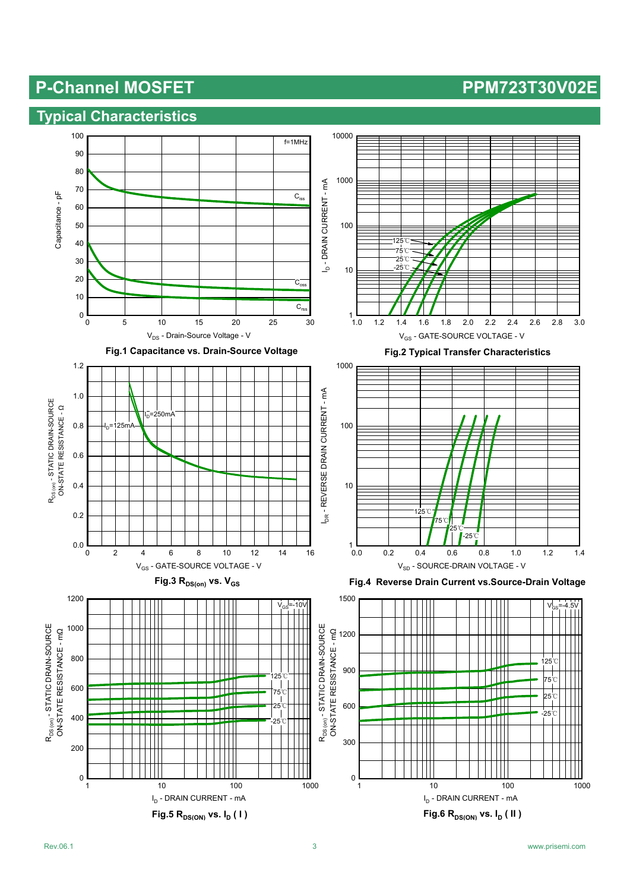## Typical Characteristics

Fig.1 Capacitance vs. Drain-Source Voltage

Fig.2 Typical Transfer Characteristics

Fig.3 $R_{DS(on)}$ vs. $V_{GS}$

Fig.4 Reverse Drain Current vs.Source-Drain Voltage

Fig.5 $R_{DS(ON)}$ vs. $I_D$ ( I )

Fig.6 $R_{DS(ON)}$ vs. $I_D$ ( II )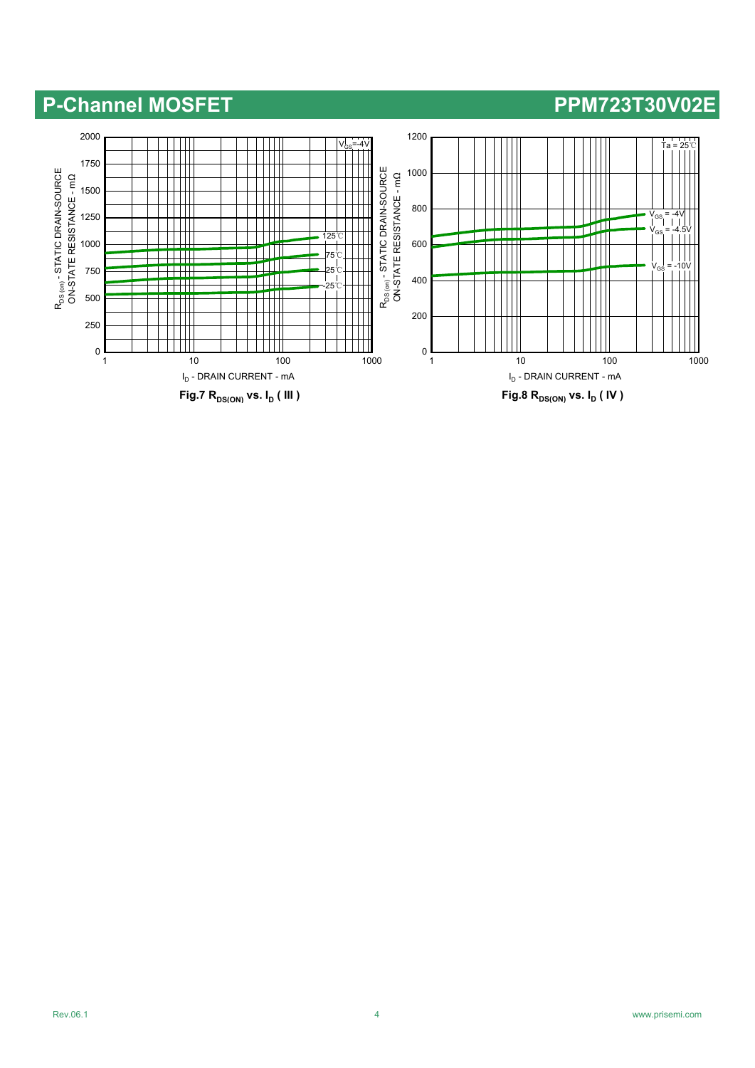# P-Channel MOSFET

## PPM723T30V02E

Fig.7 $R_{DS(ON)}$ vs. $I_D$ ( III )

Fig.8 $R_{DS(ON)}$ vs. $I_D$ ( IV )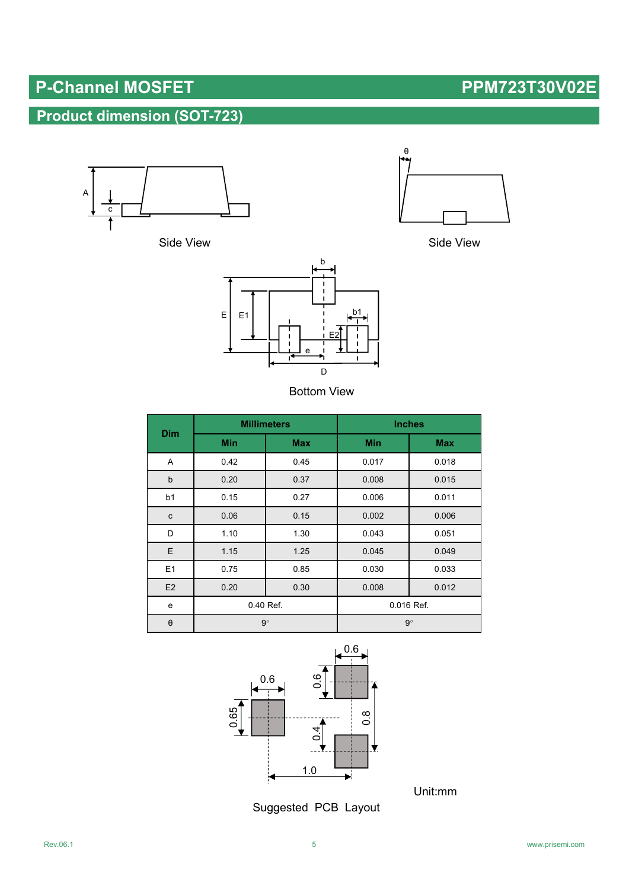## P-Channel MOSFET PPM723T30V02E

## Product dimension (SOT-723)

Side View

Side View

Bottom View

| Dim | Millimeters | | Inches | |
|---|---|---|---|---|
| | Min | Max | Min | Max |
| A | 0.42 | 0.45 | 0.017 | 0.018 |
| b | 0.20 | 0.37 | 0.008 | 0.015 |
| b1 | 0.15 | 0.27 | 0.006 | 0.011 |
| c | 0.06 | 0.15 | 0.002 | 0.006 |
| D | 1.10 | 1.30 | 0.043 | 0.051 |
| E | 1.15 | 1.25 | 0.045 | 0.049 |
| E1 | 0.75 | 0.85 | 0.030 | 0.033 |
| E2 | 0.20 | 0.30 | 0.008 | 0.012 |
| e | 0.40 Ref. | | 0.016 Ref. | |
| θ | 9° | | 9° | |

Unit:mm

Suggested PCB Layout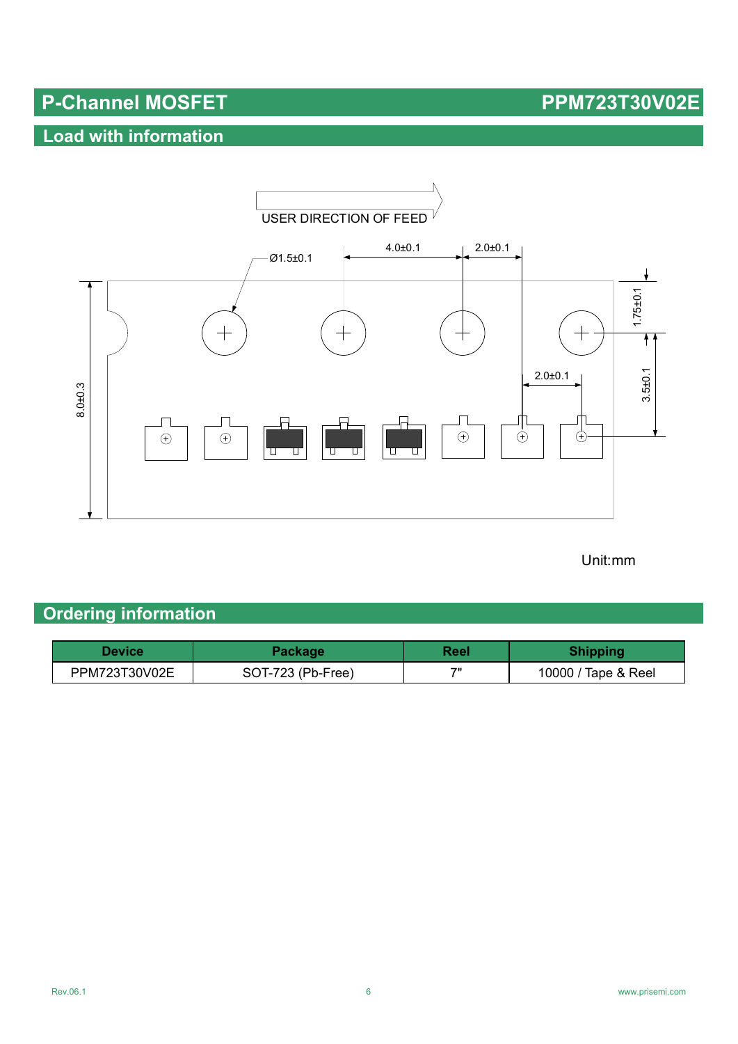# P-Channel MOSFET PPM723T30V02E

## Load with information

USER DIRECTION OF FEED

Ø1.5±0.1

4.0±0.1

2.0±0.1

1.75±0.1

2.0±0.1

3.5±0.1

8.0±0.3

Unit:mm

## Ordering information

| Device | Package | Reel | Shipping |
|---|---|---|---|
| PPM723T30V02E | SOT-723 (Pb-Free) | 7" | 10000 / Tape & Reel |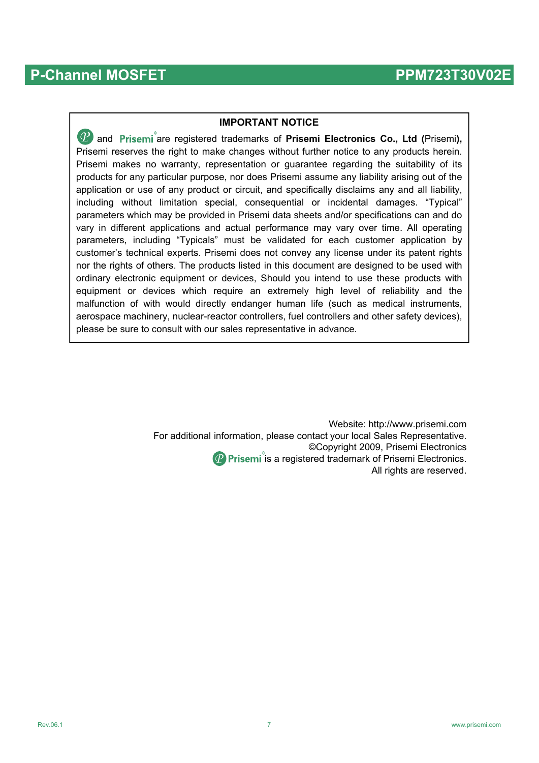## IMPORTANT NOTICE

and Prisemi® are registered trademarks of **Prisemi Electronics Co., Ltd (**Prisemi**),** Prisemi reserves the right to make changes without further notice to any products herein. Prisemi makes no warranty, representation or guarantee regarding the suitability of its products for any particular purpose, nor does Prisemi assume any liability arising out of the application or use of any product or circuit, and specifically disclaims any and all liability, including without limitation special, consequential or incidental damages. "Typical" parameters which may be provided in Prisemi data sheets and/or specifications can and do vary in different applications and actual performance may vary over time. All operating parameters, including "Typicals" must be validated for each customer application by customer's technical experts. Prisemi does not convey any license under its patent rights nor the rights of others. The products listed in this document are designed to be used with ordinary electronic equipment or devices, Should you intend to use these products with equipment or devices which require an extremely high level of reliability and the malfunction of with would directly endanger human life (such as medical instruments, aerospace machinery, nuclear-reactor controllers, fuel controllers and other safety devices), please be sure to consult with our sales representative in advance.

Website: http://www.prisemi.com
For additional information, please contact your local Sales Representative.
©Copyright 2009, Prisemi Electronics
Prisemi® is a registered trademark of Prisemi Electronics.
All rights are reserved.